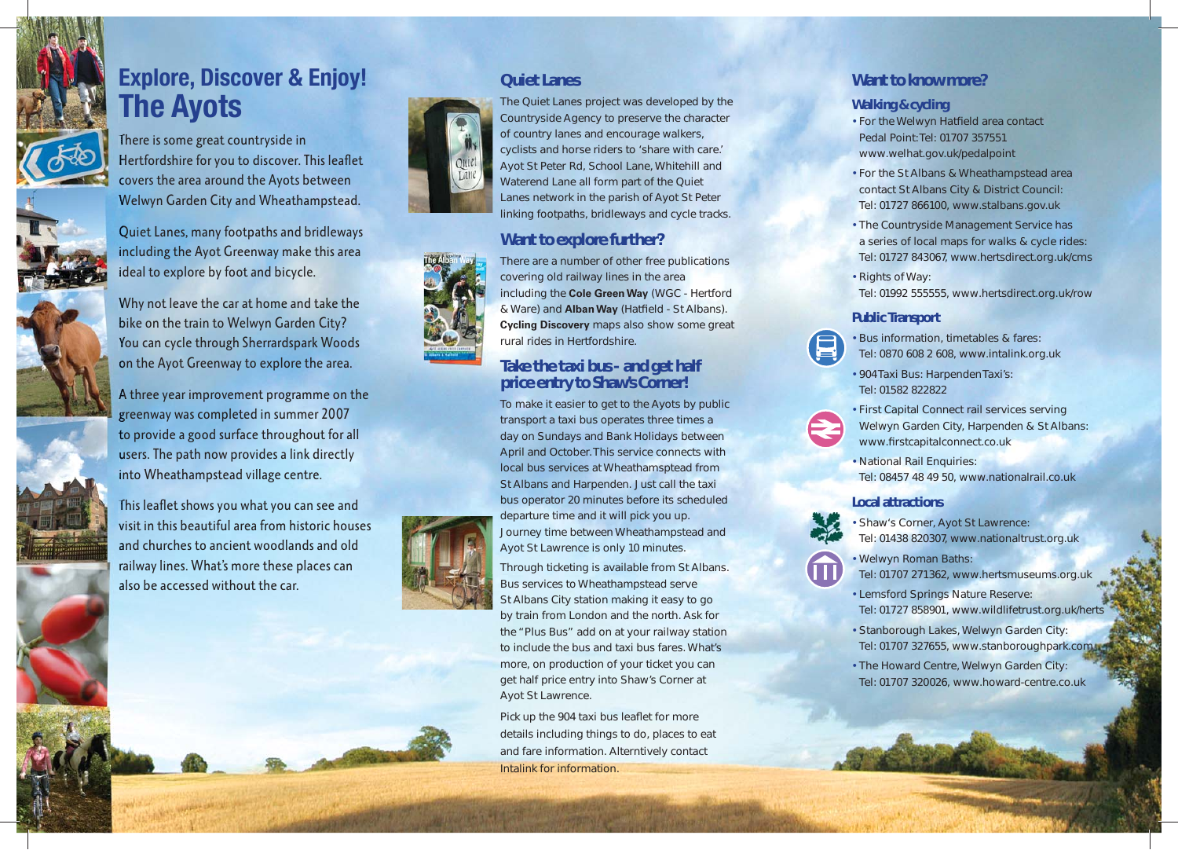# Explore, Discover & Enjoy!
# The Ayots

There is some great countryside in Hertfordshire for you to discover. This leaflet covers the area around the Ayots between Welwyn Garden City and Wheathampstead.

Quiet Lanes, many footpaths and bridleways including the Ayot Greenway make this area ideal to explore by foot and bicycle.

Why not leave the car at home and take the bike on the train to Welwyn Garden City? You can cycle through Sherrardspark Woods on the Ayot Greenway to explore the area.

A three year improvement programme on the greenway was completed in summer 2007 to provide a good surface throughout for all users. The path now provides a link directly into Wheathampstead village centre.

This leaflet shows you what you can see and visit in this beautiful area from historic houses and churches to ancient woodlands and old railway lines. What's more these places can also be accessed without the car.

## Quiet Lanes

The Quiet Lanes project was developed by the Countryside Agency to preserve the character of country lanes and encourage walkers, cyclists and horse riders to 'share with care.' Ayot St Peter Rd, School Lane, Whitehill and Waterend Lane all form part of the Quiet Lanes network in the parish of Ayot St Peter linking footpaths, bridleways and cycle tracks.

## Want to explore further?

There are a number of other free publications covering old railway lines in the area including the **Cole Green Way** (WGC - Hertford & Ware) and **Alban Way** (Hatfield - St Albans). **Cycling Discovery** maps also show some great rural rides in Hertfordshire.

## Take the taxi bus - and get half price entry to Shaw's Corner!

To make it easier to get to the Ayots by public transport a taxi bus operates three times a day on Sundays and Bank Holidays between April and October. This service connects with local bus services at Wheathampstead from St Albans and Harpenden. Just call the taxi bus operator 20 minutes before its scheduled departure time and it will pick you up. Journey time between Wheathampstead and Ayot St Lawrence is only 10 minutes.

Through ticketing is available from St Albans. Bus services to Wheathampstead serve St Albans City station making it easy to go by train from London and the north. Ask for the "Plus Bus" add on at your railway station to include the bus and taxi bus fares. What's more, on production of your ticket you can get half price entry into Shaw's Corner at Ayot St Lawrence.

Pick up the 904 taxi bus leaflet for more details including things to do, places to eat and fare information. Alterntively contact Intalink for information.

## Want to know more?

### Walking & cycling

- For the Welwyn Hatfield area contact Pedal Point: Tel: 01707 357551 www.welhat.gov.uk/pedalpoint
- For the St Albans & Wheathampstead area contact St Albans City & District Council: Tel: 01727 866100, www.stalbans.gov.uk
- The Countryside Management Service has a series of local maps for walks & cycle rides: Tel: 01727 843067, www.hertsdirect.org.uk/cms
- Rights of Way: Tel: 01992 555555, www.hertsdirect.org.uk/row

### Public Transport

- Bus information, timetables & fares: Tel: 0870 608 2 608, www.intalink.org.uk
- 904 Taxi Bus: Harpenden Taxi's: Tel: 01582 822822
- First Capital Connect rail services serving Welwyn Garden City, Harpenden & St Albans: www.firstcapitalconnect.co.uk
- National Rail Enquiries: Tel: 08457 48 49 50, www.nationalrail.co.uk

### Local attractions

- Shaw's Corner, Ayot St Lawrence: Tel: 01438 820307, www.nationaltrust.org.uk
- Welwyn Roman Baths: Tel: 01707 271362, www.hertsmuseums.org.uk
- Lemsford Springs Nature Reserve: Tel: 01727 858901, www.wildlifetrust.org.uk/herts
- Stanborough Lakes, Welwyn Garden City: Tel: 01707 327655, www.stanboroughpark.com
- The Howard Centre, Welwyn Garden City: Tel: 01707 320026, www.howard-centre.co.uk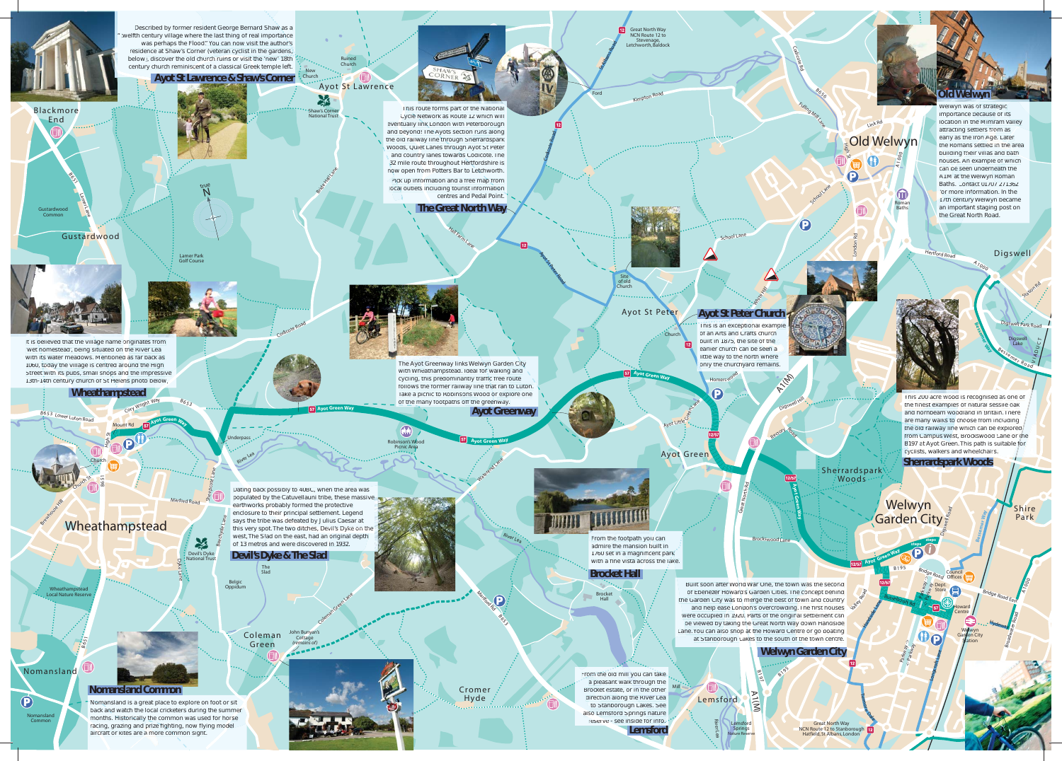## Ayot St Lawrence & Shaw's Corner

Described by former resident George Bernard Shaw as a "twelfth century village where the last thing of real importance was perhaps the Flood." You can now visit the author's residence at Shaw's Corner (veteran cyclist in the gardens, below), discover the old church ruins or visit the 'new' 18th century church reminiscent of a classical Greek temple left.

## The Great North Way

This route forms part of the National Cycle Network as Route 12 which will eventually link London with Peterborough and beyond. The Ayots section runs along the old railway line through Sherrardspark Woods, quiet lanes through Ayot St Peter and country lanes towards Codicote. The 32 mile route throughout Hertfordshire is now open from Potters Bar to Letchworth.

Pick up information and a free map from local outlets including tourist information centres and Pedal Point.

## Old Welwyn

Welwyn was of strategic importance because of its location in the Mimram valley attracting settlers from as early as the Iron Age. Later the Romans settled in the area building their villas and bath houses. An example of which can be seen underneath the A1M at the Welwyn Roman Baths. Contact 01707 271362 for more information. In the 17th century Welwyn became an important staging post on the Great North Road.

## Ayot St Peter Church

This is an exceptional example of an Arts and Crafts church built in 1875, the site of the earlier church can be seen a little way to the north where only the churchyard remains.

## Wheathampstead

It is believed that the village name originates from 'wet homestead', being situated on the River Lea with its water meadows. Mentioned as far back as 1060, today the village is centred around the High Street with its pubs, small shops and the impressive 13th-14th century church of St Helens photo below.

## Ayot Greenway

The Ayot Greenway links Welwyn Garden City with Wheathampstead. Ideal for walking and cycling, this predominantly traffic free route follows the former railway line that ran to Luton. Take a picnic to Robinsons Wood or explore one of the many footpaths off the greenway.

## Sherrardspark Woods

This 200 acre wood is recognised as one of the finest examples of natural sessile oak and hornbeam woodland in Britain. There are many walks to choose from including the old railway line which can be explored from Campus West, Brockswood Lane or the B197 at Ayot Green. This path is suitable for cyclists, walkers and wheelchairs.

## Devil's Dyke & The Slad

Dating back possibly to 40BC, when the area was populated by the Catuvellauni tribe, these massive earthworks probably formed the protective enclosure to their principal settlement. Legend says the tribe was defeated by Julius Caesar at this very spot. The two ditches, Devil's Dyke on the west, The Slad on the east, had an original depth of 13 metres and were discovered in 1932.

## Brocket Hall

From the footpath you can admire the mansion built in 1760 set in a magnificent park with a fine vista across the lake.

## Welwyn Garden City

Built soon after World War One, the town was the second of Ebenezer Howard's Garden Cities. The concept behind the Garden City was to merge the best of town and country and help ease London's overcrowding. The first houses were occupied in 1920. Parts of the original settlement can be viewed by taking the Great North Way down Handside Lane. You can also shop at the Howard Centre or go boating at Stanborough Lakes to the south of the town centre.

## Nomansland Common

Nomansland is a great place to explore on foot or sit back and watch the local cricketers during the summer months. Historically the common was used for horse racing, grazing and prize fighting, now flying model aircraft or kites are a more common sight.

## Lemsford

From the old mill you can take a pleasant walk through the Brocket estate, or in the other direction along the River Lea to Stanborough Lakes. See also Lemsford Springs nature reserve - see inside for info.

Great North Way NCN Route 12 to Stevenage, Letchworth, Baldock

Great North Way NCN Route 12 to Stanborough Hatfield, St Albans, London

Blackmore End · Gustardwood · Gustardwood Common · Lamer Park Golf Course · Ayot St Lawrence · New Church · Ruined Church · Shaw's Corner National Trust · Ford · Kimpton Road · Site of old Church · Ayot St Peter · Church · Ayot Green · Homerswood · Old Welwyn · Roman Baths · Digswell · Digswell Lake · Viaduct · Sherrardspark Woods · Welwyn Garden City · Shire Park · Council Offices · Howard Centre · Welwyn Garden City Station · Robinson's Wood Picnic Area · Underpass · Wheathampstead · Devil's Dyke National Trust · The Slad · Belgic Oppidum · Wheathampstead Local Nature Reserve · Nomansland · Nomansland Common · Coleman Green · John Bunyan's Cottage (remains of) · Brocket Hall · Cromer Hyde · Lemsford · Mill · Lemsford Springs Nature Reserve · A1(M) · true N